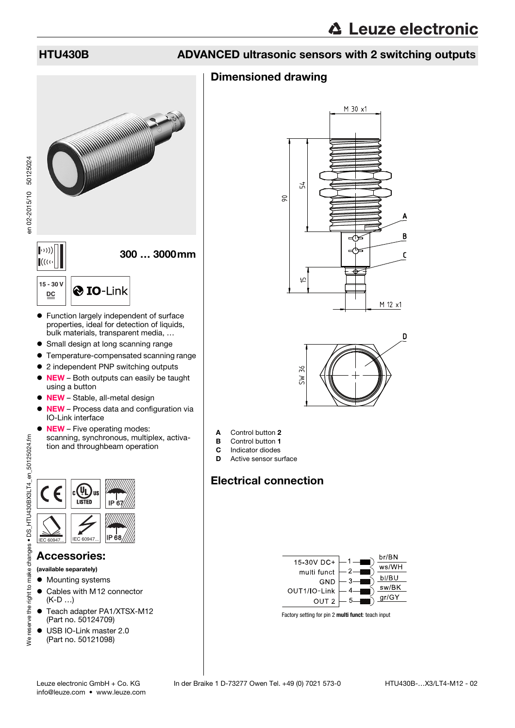# HTU430B

## ADVANCED ultrasonic sensors with 2 switching outputs

**300 … 3000 mm**

15 - 30 V DC

IO-Link

- Function largely independent of surface properties, ideal for detection of liquids, bulk materials, transparent media, …
- Small design at long scanning range
- Temperature-compensated scanning range
- 2 independent PNP switching outputs
- **NEW** – Both outputs can easily be taught using a button
- **NEW** – Stable, all-metal design
- **NEW** – Process data and configuration via IO-Link interface
- **NEW** – Five operating modes: scanning, synchronous, multiplex, activation and throughbeam operation

IP 67 IP 68 IEC 60947... IEC 60947...

## Accessories:

**(available separately)**

- Mounting systems
- Cables with M12 connector (K-D …)
- Teach adapter PA1/XTSX-M12 (Part no. 50124709)
- USB IO-Link master 2.0 (Part no. 50121098)

## Dimensioned drawing

M 30 x1, 90, 54, 15, M 12 x1, SW 36

**A** Control button **2**
**B** Control button **1**
**C** Indicator diodes
**D** Active sensor surface

## Electrical connection

| Function | Pin | Wire |
|---|---|---|
| 15-30V DC+ | 1 | br/BN |
| multi funct | 2 | ws/WH |
| GND | 3 | bl/BU |
| OUT1/IO-Link | 4 | sw/BK |
| OUT 2 | 5 | gr/GY |

Factory setting for pin 2 **multi funct**: teach input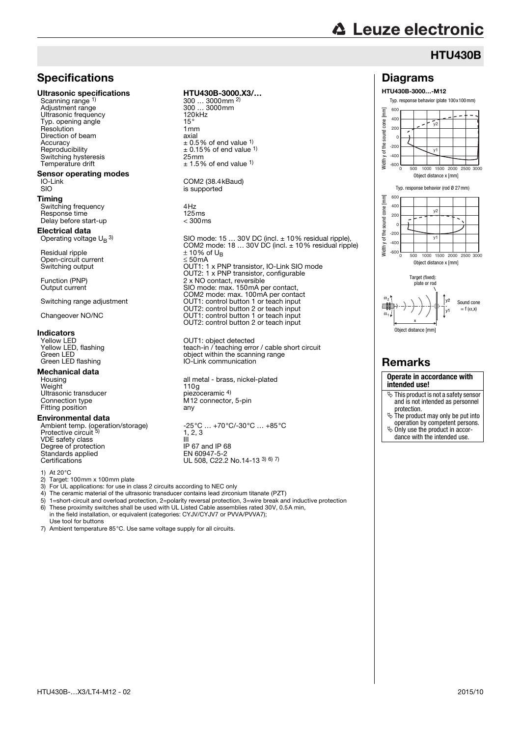# HTU430B

## Specifications

| | HTU430B-3000.X3/… |
|---|---|
| **Ultrasonic specifications** | |
| Scanning range [1] | 300 … 3000mm [2] |
| Adjustment range | 300 … 3000mm |
| Ultrasonic frequency | 120kHz |
| Typ. opening angle | 15° |
| Resolution | 1mm |
| Direction of beam | axial |
| Accuracy | ± 0.5% of end value [1] |
| Reproducibility | ± 0.15% of end value [1] |
| Switching hysteresis | 25mm |
| Temperature drift | ± 1.5% of end value [1] |
| **Sensor operating modes** | |
| IO-Link | COM2 (38.4kBaud) |
| SIO | is supported |
| **Timing** | |
| Switching frequency | 4Hz |
| Response time | 125ms |
| Delay before start-up | < 300ms |
| **Electrical data** | |
| Operating voltage $U_B$ [3] | SIO mode: 15 … 30V DC (incl. ± 10% residual ripple), COM2 mode: 18 … 30V DC (incl. ± 10% residual ripple) |
| Residual ripple | ± 10% of $U_B$ |
| Open-circuit current | ≤ 50mA |
| Switching output | OUT1: 1 x PNP transistor, IO-Link SIO mode OUT2: 1 x PNP transistor, configurable |
| Function (PNP) | 2 x NO contact, reversible |
| Output current | SIO mode: max. 150mA per contact, COM2 mode: max. 100mA per contact |
| Switching range adjustment | OUT1: control button 1 or teach input OUT2: control button 2 or teach input |
| Changeover NO/NC | OUT1: control button 1 or teach input OUT2: control button 2 or teach input |
| **Indicators** | |
| Yellow LED | OUT1: object detected |
| Yellow LED, flashing | teach-in / teaching error / cable short circuit |
| Green LED | object within the scanning range |
| Green LED flashing | IO-Link communication |
| **Mechanical data** | |
| Housing | all metal - brass, nickel-plated |
| Weight | 110g |
| Ultrasonic transducer | piezoceramic [4] |
| Connection type | M12 connector, 5-pin |
| Fitting position | any |
| **Environmental data** | |
| Ambient temp. (operation/storage) | -25°C … +70°C/-30°C … +85°C |
| Protective circuit [5] | 1, 2, 3 |
| VDE safety class | III |
| Degree of protection | IP 67 and IP 68 |
| Standards applied | EN 60947-5-2 |
| Certifications | UL 508, C22.2 No.14-13 [3] [6] [7] |

1) At 20°C
2) Target: 100mm x 100mm plate
3) For UL applications: for use in class 2 circuits according to NEC only
4) The ceramic material of the ultrasonic transducer contains lead zirconium titanate (PZT)
5) 1=short-circuit and overload protection, 2=polarity reversal protection, 3=wire break and inductive protection
6) These proximity switches shall be used with UL Listed Cable assemblies rated 30V, 0.5A min, in the field installation, or equivalent (categories: CYJV/CYJV7 or PVVA/PVVA7); Use tool for buttons
7) Ambient temperature 85°C. Use same voltage supply for all circuits.

## Diagrams

**HTU430B-3000…-M12**

Typ. response behavior (plate 100x100mm)

Typ. response behavior (rod Ø 27mm)

Target (fixed): plate or rod

Sound cone = f (α,x)

Object distance [mm]

## Remarks

**Operate in accordance with intended use!**

- This product is not a safety sensor and is not intended as personnel protection.
- The product may only be put into operation by competent persons.
- Only use the product in accordance with the intended use.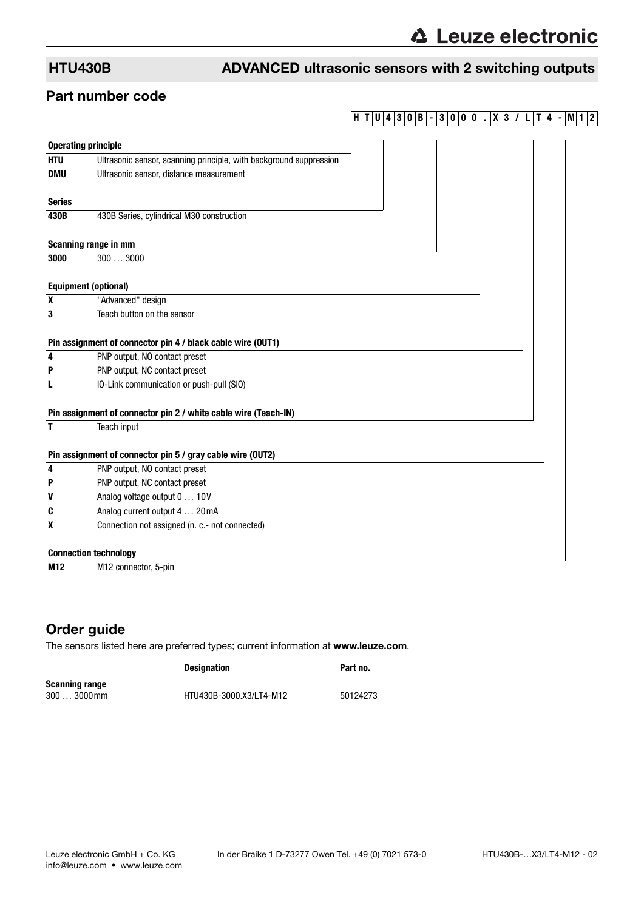## HTU430B ADVANCED ultrasonic sensors with 2 switching outputs

## Part number code

**H T U 4 3 0 B - 3 0 0 0 . X 3 / L T 4 - M 1 2**

**Operating principle**

| | |
|---|---|
| **HTU** | Ultrasonic sensor, scanning principle, with background suppression |
| **DMU** | Ultrasonic sensor, distance measurement |

**Series**

| | |
|---|---|
| **430B** | 430B Series, cylindrical M30 construction |

**Scanning range in mm**

| | |
|---|---|
| **3000** | 300 … 3000 |

**Equipment (optional)**

| | |
|---|---|
| **X** | "Advanced" design |
| **3** | Teach button on the sensor |

**Pin assignment of connector pin 4 / black cable wire (OUT1)**

| | |
|---|---|
| **4** | PNP output, NO contact preset |
| **P** | PNP output, NC contact preset |
| **L** | IO-Link communication or push-pull (SIO) |

**Pin assignment of connector pin 2 / white cable wire (Teach-IN)**

| | |
|---|---|
| **T** | Teach input |

**Pin assignment of connector pin 5 / gray cable wire (OUT2)**

| | |
|---|---|
| **4** | PNP output, NO contact preset |
| **P** | PNP output, NC contact preset |
| **V** | Analog voltage output 0 … 10V |
| **C** | Analog current output 4 … 20mA |
| **X** | Connection not assigned (n. c.- not connected) |

**Connection technology**

| | |
|---|---|
| **M12** | M12 connector, 5-pin |

## Order guide

The sensors listed here are preferred types; current information at **www.leuze.com**.

| | Designation | Part no. |
|---|---|---|
| **Scanning range** | | |
| 300 … 3000mm | HTU430B-3000.X3/LT4-M12 | 50124273 |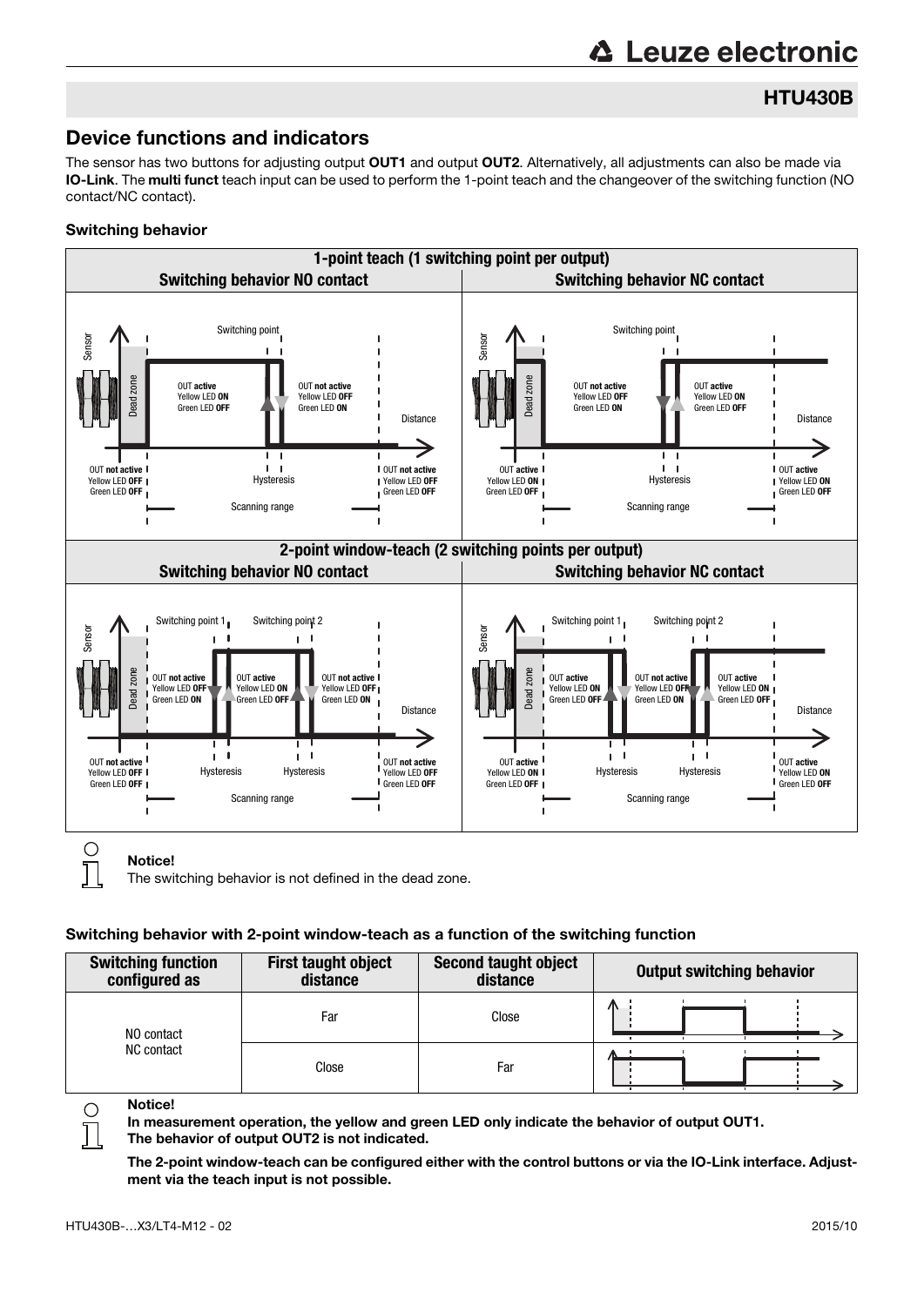## HTU430B

## Device functions and indicators

The sensor has two buttons for adjusting output **OUT1** and output **OUT2**. Alternatively, all adjustments can also be made via **IO-Link**. The **multi funct** teach input can be used to perform the 1-point teach and the changeover of the switching function (NO contact/NC contact).

### Switching behavior

**1-point teach (1 switching point per output)**

| Switching behavior NO contact | Switching behavior NC contact |
|---|---|
| Dead zone: OUT not active, Yellow LED OFF, Green LED OFF | Dead zone: OUT active, Yellow LED ON, Green LED OFF |
| Before switching point: OUT active, Yellow LED ON, Green LED OFF | Before switching point: OUT not active, Yellow LED OFF, Green LED ON |
| After switching point: OUT not active, Yellow LED OFF, Green LED ON | After switching point: OUT active, Yellow LED ON, Green LED OFF |
| Beyond scanning range: OUT not active, Yellow LED OFF, Green LED OFF | Beyond scanning range: OUT active, Yellow LED ON, Green LED OFF |

**2-point window-teach (2 switching points per output)**

| Switching behavior NO contact | Switching behavior NC contact |
|---|---|
| Dead zone: OUT not active, Yellow LED OFF, Green LED OFF | Dead zone: OUT active, Yellow LED ON, Green LED OFF |
| Before switching point 1: OUT not active, Yellow LED OFF, Green LED ON | Before switching point 1: OUT active, Yellow LED ON, Green LED OFF |
| Between switching point 1 and 2: OUT active, Yellow LED ON, Green LED OFF | Between switching point 1 and 2: OUT not active, Yellow LED OFF, Green LED ON |
| After switching point 2: OUT not active, Yellow LED OFF, Green LED ON | After switching point 2: OUT active, Yellow LED ON, Green LED OFF |
| Beyond scanning range: OUT not active, Yellow LED OFF, Green LED OFF | Beyond scanning range: OUT active, Yellow LED ON, Green LED OFF |

**Notice!**
The switching behavior is not defined in the dead zone.

### Switching behavior with 2-point window-teach as a function of the switching function

| Switching function configured as | First taught object distance | Second taught object distance | Output switching behavior |
|---|---|---|---|
| NO contact<br>NC contact | Far | Close | Output active between switching points |
| | Close | Far | Output not active between switching points |

**Notice!**
**In measurement operation, the yellow and green LED only indicate the behavior of output OUT1.**
**The behavior of output OUT2 is not indicated.**

**The 2-point window-teach can be configured either with the control buttons or via the IO-Link interface. Adjustment via the teach input is not possible.**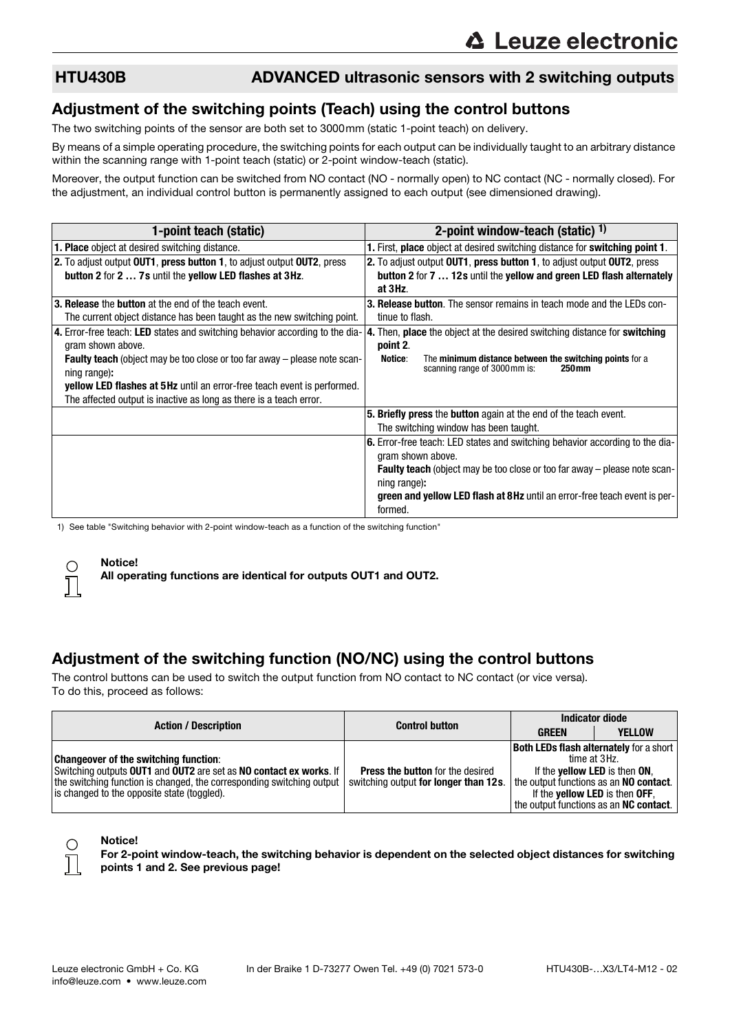## HTU430B ADVANCED ultrasonic sensors with 2 switching outputs

## Adjustment of the switching points (Teach) using the control buttons

The two switching points of the sensor are both set to 3000mm (static 1-point teach) on delivery.

By means of a simple operating procedure, the switching points for each output can be individually taught to an arbitrary distance within the scanning range with 1-point teach (static) or 2-point window-teach (static).

Moreover, the output function can be switched from NO contact (NO - normally open) to NC contact (NC - normally closed). For the adjustment, an individual control button is permanently assigned to each output (see dimensioned drawing).

| 1-point teach (static) | 2-point window-teach (static) [1] |
|---|---|
| **1. Place** object at desired switching distance. | **1.** First, **place** object at desired switching distance for **switching point 1**. |
| **2.** To adjust output **OUT1**, **press button 1**, to adjust output **OUT2**, press **button 2** for **2 … 7s** until the **yellow LED flashes at 3Hz**. | **2.** To adjust output **OUT1**, **press button 1**, to adjust output **OUT2**, press **button 2** for **7 … 12s** until the **yellow and green LED flash alternately at 3Hz**. |
| **3. Release** the **button** at the end of the teach event. The current object distance has been taught as the new switching point. | **3. Release button**. The sensor remains in teach mode and the LEDs continue to flash. |
| **4.** Error-free teach: **LED** states and switching behavior according to the diagram shown above. **Faulty teach** (object may be too close or too far away – please note scanning range)**:** **yellow LED flashes at 5Hz** until an error-free teach event is performed. The affected output is inactive as long as there is a teach error. | **4.** Then, **place** the object at the desired switching distance for **switching point 2**. **Notice**: The **minimum distance between the switching points** for a scanning range of 3000mm is: **250mm** |
| | **5. Briefly press** the **button** again at the end of the teach event. The switching window has been taught. |
| | **6.** Error-free teach: LED states and switching behavior according to the diagram shown above. **Faulty teach** (object may be too close or too far away – please note scanning range)**:** **green and yellow LED flash at 8Hz** until an error-free teach event is performed. |

1) See table "Switching behavior with 2-point window-teach as a function of the switching function"

**Notice!**
**All operating functions are identical for outputs OUT1 and OUT2.**

## Adjustment of the switching function (NO/NC) using the control buttons

The control buttons can be used to switch the output function from NO contact to NC contact (or vice versa).
To do this, proceed as follows:

| Action / Description | Control button | Indicator diode | |
|---|---|---|---|
| | | GREEN | YELLOW |
| **Changeover of the switching function**: Switching outputs **OUT1** and **OUT2** are set as **NO contact ex works**. If the switching function is changed, the corresponding switching output is changed to the opposite state (toggled). | **Press the button** for the desired switching output **for longer than 12s**. | **Both LEDs flash alternately** for a short time at 3Hz. If the **yellow LED** is then **ON**, the output functions as an **NO contact**. If the **yellow LED** is then **OFF**, the output functions as an **NC contact**. | |

**Notice!**
**For 2-point window-teach, the switching behavior is dependent on the selected object distances for switching points 1 and 2. See previous page!**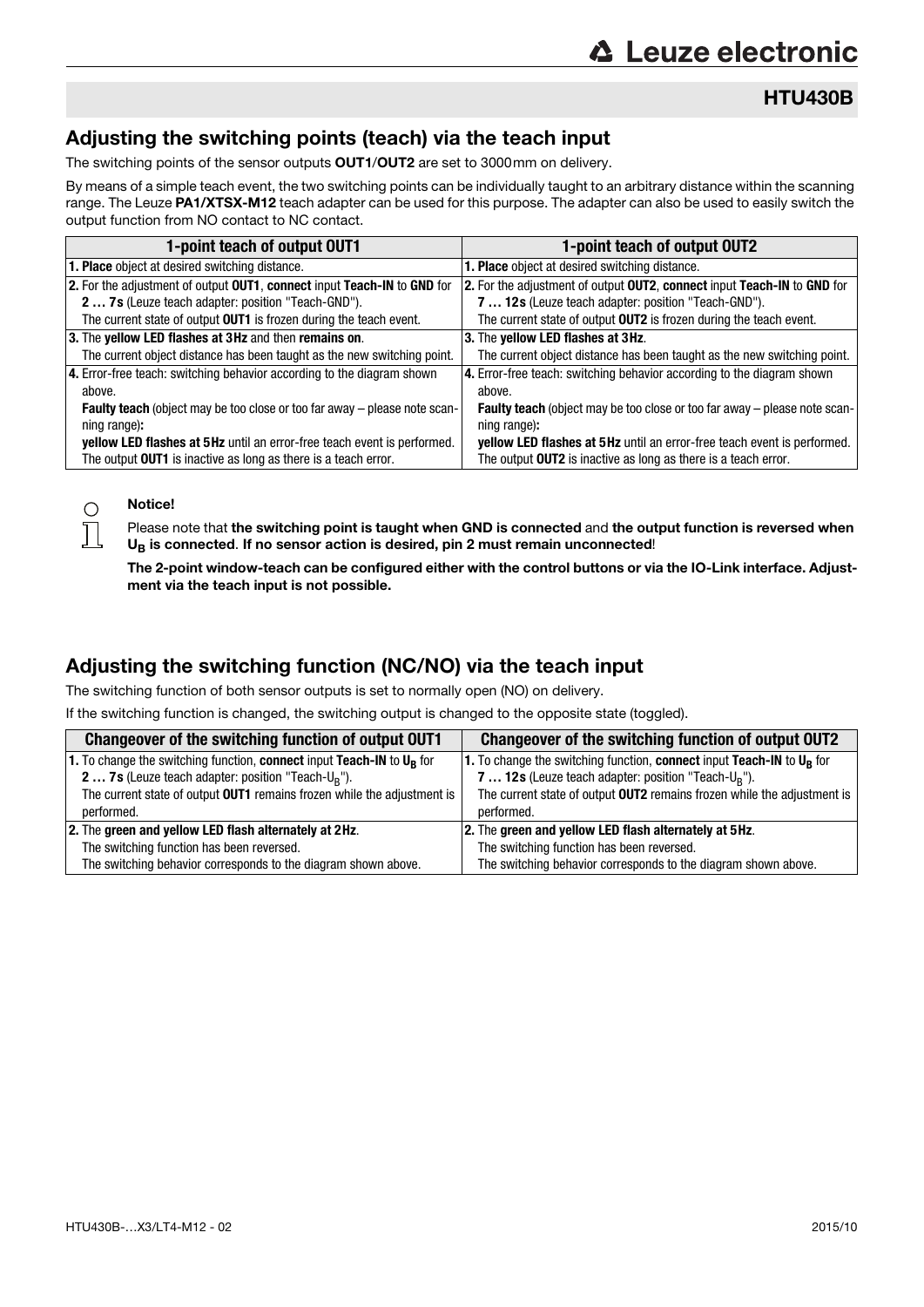## HTU430B

## Adjusting the switching points (teach) via the teach input

The switching points of the sensor outputs **OUT1**/**OUT2** are set to 3000mm on delivery.

By means of a simple teach event, the two switching points can be individually taught to an arbitrary distance within the scanning range. The Leuze **PA1/XTSX-M12** teach adapter can be used for this purpose. The adapter can also be used to easily switch the output function from NO contact to NC contact.

| 1-point teach of output OUT1 | 1-point teach of output OUT2 |
|---|---|
| **1. Place** object at desired switching distance. | **1. Place** object at desired switching distance. |
| **2.** For the adjustment of output **OUT1**, **connect** input **Teach-IN** to **GND** for **2 … 7s** (Leuze teach adapter: position "Teach-GND").<br>The current state of output **OUT1** is frozen during the teach event. | **2.** For the adjustment of output **OUT2**, **connect** input **Teach-IN** to **GND** for **7 … 12s** (Leuze teach adapter: position "Teach-GND").<br>The current state of output **OUT2** is frozen during the teach event. |
| **3.** The **yellow LED flashes at 3Hz** and then **remains on**.<br>The current object distance has been taught as the new switching point. | **3.** The **yellow LED flashes at 3Hz**.<br>The current object distance has been taught as the new switching point. |
| **4.** Error-free teach: switching behavior according to the diagram shown above.<br>**Faulty teach** (object may be too close or too far away – please note scanning range)**:**<br>**yellow LED flashes at 5Hz** until an error-free teach event is performed.<br>The output **OUT1** is inactive as long as there is a teach error. | **4.** Error-free teach: switching behavior according to the diagram shown above.<br>**Faulty teach** (object may be too close or too far away – please note scanning range)**:**<br>**yellow LED flashes at 5Hz** until an error-free teach event is performed.<br>The output **OUT2** is inactive as long as there is a teach error. |

**Notice!**

Please note that **the switching point is taught when GND is connected** and **the output function is reversed when $U_B$ is connected**. **If no sensor action is desired, pin 2 must remain unconnected**!

**The 2-point window-teach can be configured either with the control buttons or via the IO-Link interface. Adjustment via the teach input is not possible.**

## Adjusting the switching function (NC/NO) via the teach input

The switching function of both sensor outputs is set to normally open (NO) on delivery.

If the switching function is changed, the switching output is changed to the opposite state (toggled).

| Changeover of the switching function of output OUT1 | Changeover of the switching function of output OUT2 |
|---|---|
| **1.** To change the switching function, **connect** input **Teach-IN** to $U_B$ for **2 … 7s** (Leuze teach adapter: position "Teach-$U_B$").<br>The current state of output **OUT1** remains frozen while the adjustment is performed. | **1.** To change the switching function, **connect** input **Teach-IN** to $U_B$ for **7 … 12s** (Leuze teach adapter: position "Teach-$U_B$").<br>The current state of output **OUT2** remains frozen while the adjustment is performed. |
| **2.** The **green and yellow LED flash alternately at 2Hz**.<br>The switching function has been reversed.<br>The switching behavior corresponds to the diagram shown above. | **2.** The **green and yellow LED flash alternately at 5Hz**.<br>The switching function has been reversed.<br>The switching behavior corresponds to the diagram shown above. |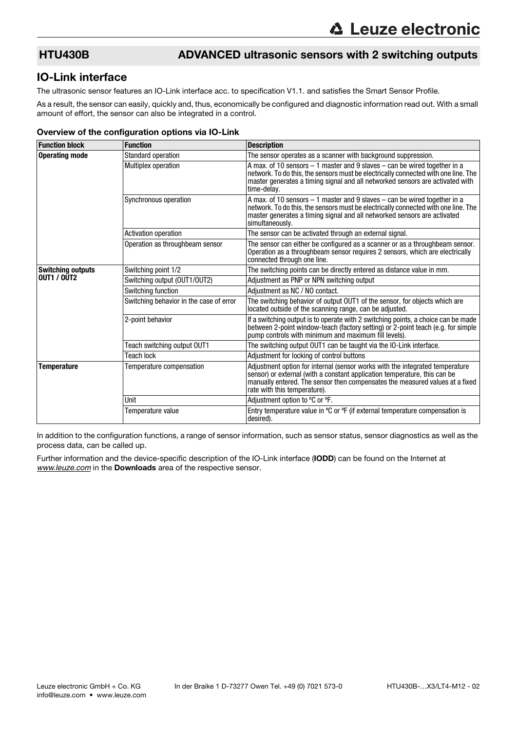## HTU430B ADVANCED ultrasonic sensors with 2 switching outputs

## IO-Link interface

The ultrasonic sensor features an IO-Link interface acc. to specification V1.1. and satisfies the Smart Sensor Profile.

As a result, the sensor can easily, quickly and, thus, economically be configured and diagnostic information read out. With a small amount of effort, the sensor can also be integrated in a control.

### Overview of the configuration options via IO-Link

| Function block | Function | Description |
|---|---|---|
| **Operating mode** | Standard operation | The sensor operates as a scanner with background suppression. |
| | Multiplex operation | A max. of 10 sensors – 1 master and 9 slaves – can be wired together in a network. To do this, the sensors must be electrically connected with one line. The master generates a timing signal and all networked sensors are activated with time-delay. |
| | Synchronous operation | A max. of 10 sensors – 1 master and 9 slaves – can be wired together in a network. To do this, the sensors must be electrically connected with one line. The master generates a timing signal and all networked sensors are activated simultaneously. |
| | Activation operation | The sensor can be activated through an external signal. |
| | Operation as throughbeam sensor | The sensor can either be configured as a scanner or as a throughbeam sensor. Operation as a throughbeam sensor requires 2 sensors, which are electrically connected through one line. |
| **Switching outputs OUT1 / OUT2** | Switching point 1/2 | The switching points can be directly entered as distance value in mm. |
| | Switching output (OUT1/OUT2) | Adjustment as PNP or NPN switching output |
| | Switching function | Adjustment as NC / NO contact. |
| | Switching behavior in the case of error | The switching behavior of output OUT1 of the sensor, for objects which are located outside of the scanning range, can be adjusted. |
| | 2-point behavior | If a switching output is to operate with 2 switching points, a choice can be made between 2-point window-teach (factory setting) or 2-point teach (e.g. for simple pump controls with minimum and maximum fill levels). |
| | Teach switching output OUT1 | The switching output OUT1 can be taught via the IO-Link interface. |
| | Teach lock | Adjustment for locking of control buttons |
| **Temperature** | Temperature compensation | Adjustment option for internal (sensor works with the integrated temperature sensor) or external (with a constant application temperature, this can be manually entered. The sensor then compensates the measured values at a fixed rate with this temperature). |
| | Unit | Adjustment option to °C or °F. |
| | Temperature value | Entry temperature value in °C or °F (if external temperature compensation is desired). |

In addition to the configuration functions, a range of sensor information, such as sensor status, sensor diagnostics as well as the process data, can be called up.

Further information and the device-specific description of the IO-Link interface (**IODD**) can be found on the Internet at *www.leuze.com* in the **Downloads** area of the respective sensor.